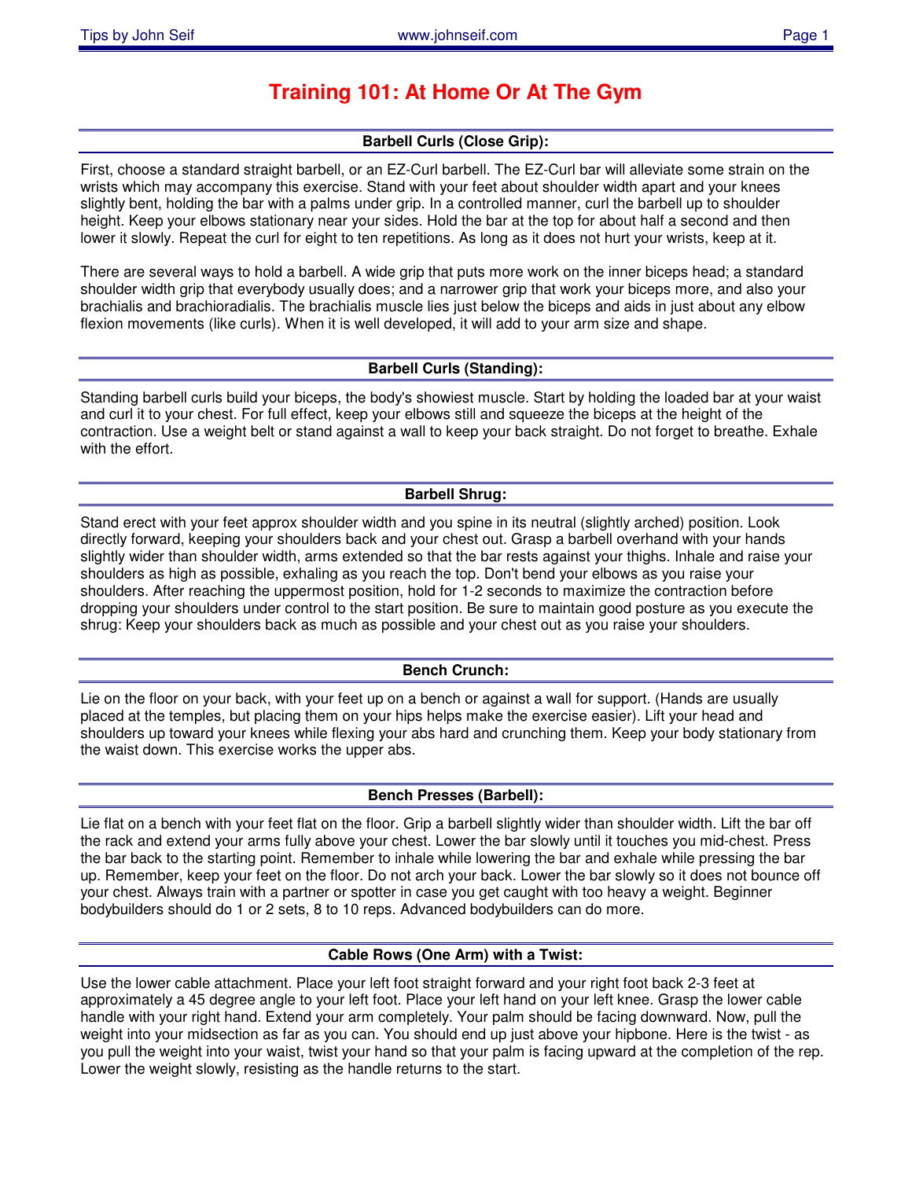# Training 101: At Home Or At The Gym

## Barbell Curls (Close Grip):

First, choose a standard straight barbell, or an EZ-Curl barbell. The EZ-Curl bar will alleviate some strain on the wrists which may accompany this exercise. Stand with your feet about shoulder width apart and your knees slightly bent, holding the bar with a palms under grip. In a controlled manner, curl the barbell up to shoulder height. Keep your elbows stationary near your sides. Hold the bar at the top for about half a second and then lower it slowly. Repeat the curl for eight to ten repetitions. As long as it does not hurt your wrists, keep at it.

There are several ways to hold a barbell. A wide grip that puts more work on the inner biceps head; a standard shoulder width grip that everybody usually does; and a narrower grip that work your biceps more, and also your brachialis and brachioradialis. The brachialis muscle lies just below the biceps and aids in just about any elbow flexion movements (like curls). When it is well developed, it will add to your arm size and shape.

## Barbell Curls (Standing):

Standing barbell curls build your biceps, the body's showiest muscle. Start by holding the loaded bar at your waist and curl it to your chest. For full effect, keep your elbows still and squeeze the biceps at the height of the contraction. Use a weight belt or stand against a wall to keep your back straight. Do not forget to breathe. Exhale with the effort.

## Barbell Shrug:

Stand erect with your feet approx shoulder width and you spine in its neutral (slightly arched) position. Look directly forward, keeping your shoulders back and your chest out. Grasp a barbell overhand with your hands slightly wider than shoulder width, arms extended so that the bar rests against your thighs. Inhale and raise your shoulders as high as possible, exhaling as you reach the top. Don't bend your elbows as you raise your shoulders. After reaching the uppermost position, hold for 1-2 seconds to maximize the contraction before dropping your shoulders under control to the start position. Be sure to maintain good posture as you execute the shrug: Keep your shoulders back as much as possible and your chest out as you raise your shoulders.

## Bench Crunch:

Lie on the floor on your back, with your feet up on a bench or against a wall for support. (Hands are usually placed at the temples, but placing them on your hips helps make the exercise easier). Lift your head and shoulders up toward your knees while flexing your abs hard and crunching them. Keep your body stationary from the waist down. This exercise works the upper abs.

## Bench Presses (Barbell):

Lie flat on a bench with your feet flat on the floor. Grip a barbell slightly wider than shoulder width. Lift the bar off the rack and extend your arms fully above your chest. Lower the bar slowly until it touches you mid-chest. Press the bar back to the starting point. Remember to inhale while lowering the bar and exhale while pressing the bar up. Remember, keep your feet on the floor. Do not arch your back. Lower the bar slowly so it does not bounce off your chest. Always train with a partner or spotter in case you get caught with too heavy a weight. Beginner bodybuilders should do 1 or 2 sets, 8 to 10 reps. Advanced bodybuilders can do more.

## Cable Rows (One Arm) with a Twist:

Use the lower cable attachment. Place your left foot straight forward and your right foot back 2-3 feet at approximately a 45 degree angle to your left foot. Place your left hand on your left knee. Grasp the lower cable handle with your right hand. Extend your arm completely. Your palm should be facing downward. Now, pull the weight into your midsection as far as you can. You should end up just above your hipbone. Here is the twist - as you pull the weight into your waist, twist your hand so that your palm is facing upward at the completion of the rep. Lower the weight slowly, resisting as the handle returns to the start.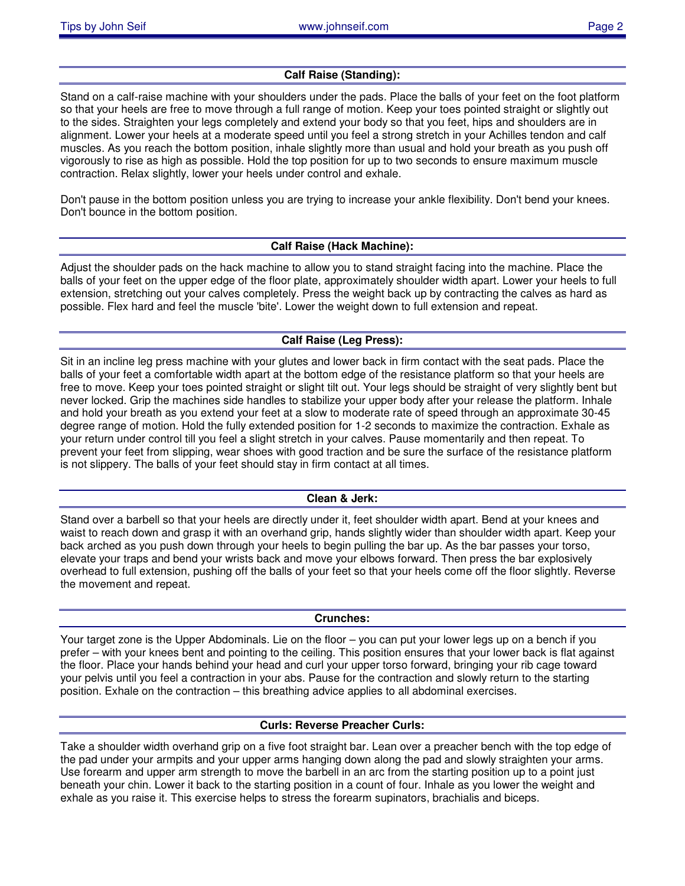### Calf Raise (Standing):

Stand on a calf-raise machine with your shoulders under the pads. Place the balls of your feet on the foot platform so that your heels are free to move through a full range of motion. Keep your toes pointed straight or slightly out to the sides. Straighten your legs completely and extend your body so that you feet, hips and shoulders are in alignment. Lower your heels at a moderate speed until you feel a strong stretch in your Achilles tendon and calf muscles. As you reach the bottom position, inhale slightly more than usual and hold your breath as you push off vigorously to rise as high as possible. Hold the top position for up to two seconds to ensure maximum muscle contraction. Relax slightly, lower your heels under control and exhale.

Don't pause in the bottom position unless you are trying to increase your ankle flexibility. Don't bend your knees. Don't bounce in the bottom position.

### Calf Raise (Hack Machine):

Adjust the shoulder pads on the hack machine to allow you to stand straight facing into the machine. Place the balls of your feet on the upper edge of the floor plate, approximately shoulder width apart. Lower your heels to full extension, stretching out your calves completely. Press the weight back up by contracting the calves as hard as possible. Flex hard and feel the muscle 'bite'. Lower the weight down to full extension and repeat.

### Calf Raise (Leg Press):

Sit in an incline leg press machine with your glutes and lower back in firm contact with the seat pads. Place the balls of your feet a comfortable width apart at the bottom edge of the resistance platform so that your heels are free to move. Keep your toes pointed straight or slight tilt out. Your legs should be straight of very slightly bent but never locked. Grip the machines side handles to stabilize your upper body after your release the platform. Inhale and hold your breath as you extend your feet at a slow to moderate rate of speed through an approximate 30-45 degree range of motion. Hold the fully extended position for 1-2 seconds to maximize the contraction. Exhale as your return under control till you feel a slight stretch in your calves. Pause momentarily and then repeat. To prevent your feet from slipping, wear shoes with good traction and be sure the surface of the resistance platform is not slippery. The balls of your feet should stay in firm contact at all times.

### Clean & Jerk:

Stand over a barbell so that your heels are directly under it, feet shoulder width apart. Bend at your knees and waist to reach down and grasp it with an overhand grip, hands slightly wider than shoulder width apart. Keep your back arched as you push down through your heels to begin pulling the bar up. As the bar passes your torso, elevate your traps and bend your wrists back and move your elbows forward. Then press the bar explosively overhead to full extension, pushing off the balls of your feet so that your heels come off the floor slightly. Reverse the movement and repeat.

### Crunches:

Your target zone is the Upper Abdominals. Lie on the floor – you can put your lower legs up on a bench if you prefer – with your knees bent and pointing to the ceiling. This position ensures that your lower back is flat against the floor. Place your hands behind your head and curl your upper torso forward, bringing your rib cage toward your pelvis until you feel a contraction in your abs. Pause for the contraction and slowly return to the starting position. Exhale on the contraction – this breathing advice applies to all abdominal exercises.

### Curls: Reverse Preacher Curls:

Take a shoulder width overhand grip on a five foot straight bar. Lean over a preacher bench with the top edge of the pad under your armpits and your upper arms hanging down along the pad and slowly straighten your arms. Use forearm and upper arm strength to move the barbell in an arc from the starting position up to a point just beneath your chin. Lower it back to the starting position in a count of four. Inhale as you lower the weight and exhale as you raise it. This exercise helps to stress the forearm supinators, brachialis and biceps.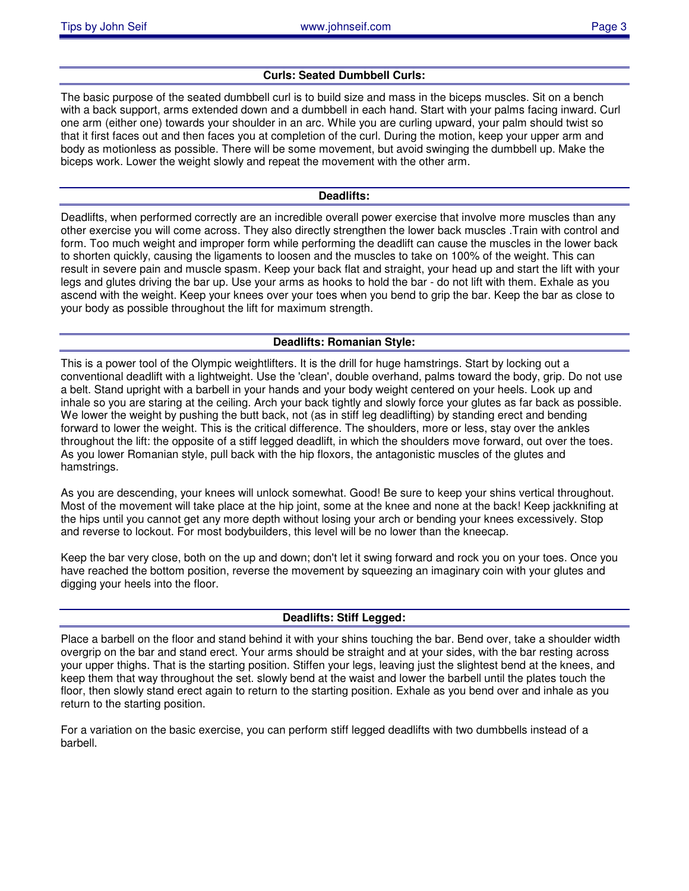## Curls: Seated Dumbbell Curls:

The basic purpose of the seated dumbbell curl is to build size and mass in the biceps muscles. Sit on a bench with a back support, arms extended down and a dumbbell in each hand. Start with your palms facing inward. Curl one arm (either one) towards your shoulder in an arc. While you are curling upward, your palm should twist so that it first faces out and then faces you at completion of the curl. During the motion, keep your upper arm and body as motionless as possible. There will be some movement, but avoid swinging the dumbbell up. Make the biceps work. Lower the weight slowly and repeat the movement with the other arm.

## Deadlifts:

Deadlifts, when performed correctly are an incredible overall power exercise that involve more muscles than any other exercise you will come across. They also directly strengthen the lower back muscles .Train with control and form. Too much weight and improper form while performing the deadlift can cause the muscles in the lower back to shorten quickly, causing the ligaments to loosen and the muscles to take on 100% of the weight. This can result in severe pain and muscle spasm. Keep your back flat and straight, your head up and start the lift with your legs and glutes driving the bar up. Use your arms as hooks to hold the bar - do not lift with them. Exhale as you ascend with the weight. Keep your knees over your toes when you bend to grip the bar. Keep the bar as close to your body as possible throughout the lift for maximum strength.

## Deadlifts: Romanian Style:

This is a power tool of the Olympic weightlifters. It is the drill for huge hamstrings. Start by locking out a conventional deadlift with a lightweight. Use the 'clean', double overhand, palms toward the body, grip. Do not use a belt. Stand upright with a barbell in your hands and your body weight centered on your heels. Look up and inhale so you are staring at the ceiling. Arch your back tightly and slowly force your glutes as far back as possible. We lower the weight by pushing the butt back, not (as in stiff leg deadlifting) by standing erect and bending forward to lower the weight. This is the critical difference. The shoulders, more or less, stay over the ankles throughout the lift: the opposite of a stiff legged deadlift, in which the shoulders move forward, out over the toes. As you lower Romanian style, pull back with the hip floxors, the antagonistic muscles of the glutes and hamstrings.

As you are descending, your knees will unlock somewhat. Good! Be sure to keep your shins vertical throughout. Most of the movement will take place at the hip joint, some at the knee and none at the back! Keep jackknifing at the hips until you cannot get any more depth without losing your arch or bending your knees excessively. Stop and reverse to lockout. For most bodybuilders, this level will be no lower than the kneecap.

Keep the bar very close, both on the up and down; don't let it swing forward and rock you on your toes. Once you have reached the bottom position, reverse the movement by squeezing an imaginary coin with your glutes and digging your heels into the floor.

## Deadlifts: Stiff Legged:

Place a barbell on the floor and stand behind it with your shins touching the bar. Bend over, take a shoulder width overgrip on the bar and stand erect. Your arms should be straight and at your sides, with the bar resting across your upper thighs. That is the starting position. Stiffen your legs, leaving just the slightest bend at the knees, and keep them that way throughout the set. slowly bend at the waist and lower the barbell until the plates touch the floor, then slowly stand erect again to return to the starting position. Exhale as you bend over and inhale as you return to the starting position.

For a variation on the basic exercise, you can perform stiff legged deadlifts with two dumbbells instead of a barbell.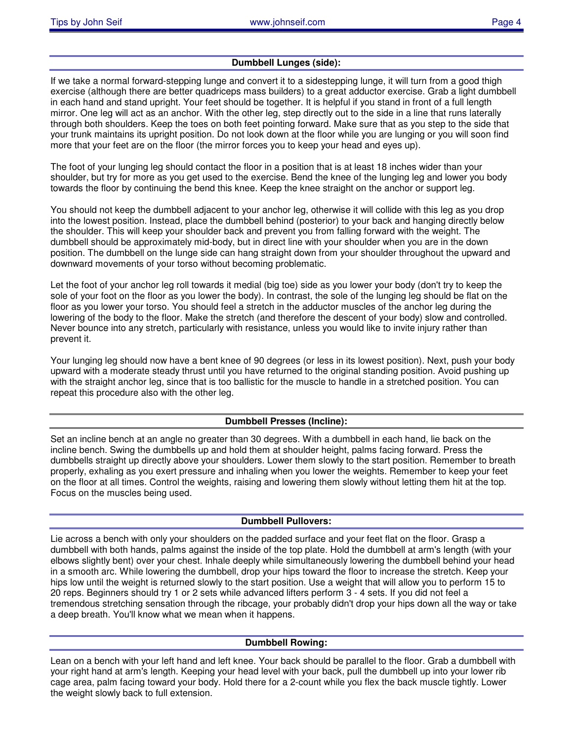### Dumbbell Lunges (side):

If we take a normal forward-stepping lunge and convert it to a sidestepping lunge, it will turn from a good thigh exercise (although there are better quadriceps mass builders) to a great adductor exercise. Grab a light dumbbell in each hand and stand upright. Your feet should be together. It is helpful if you stand in front of a full length mirror. One leg will act as an anchor. With the other leg, step directly out to the side in a line that runs laterally through both shoulders. Keep the toes on both feet pointing forward. Make sure that as you step to the side that your trunk maintains its upright position. Do not look down at the floor while you are lunging or you will soon find more that your feet are on the floor (the mirror forces you to keep your head and eyes up).

The foot of your lunging leg should contact the floor in a position that is at least 18 inches wider than your shoulder, but try for more as you get used to the exercise. Bend the knee of the lunging leg and lower you body towards the floor by continuing the bend this knee. Keep the knee straight on the anchor or support leg.

You should not keep the dumbbell adjacent to your anchor leg, otherwise it will collide with this leg as you drop into the lowest position. Instead, place the dumbbell behind (posterior) to your back and hanging directly below the shoulder. This will keep your shoulder back and prevent you from falling forward with the weight. The dumbbell should be approximately mid-body, but in direct line with your shoulder when you are in the down position. The dumbbell on the lunge side can hang straight down from your shoulder throughout the upward and downward movements of your torso without becoming problematic.

Let the foot of your anchor leg roll towards it medial (big toe) side as you lower your body (don't try to keep the sole of your foot on the floor as you lower the body). In contrast, the sole of the lunging leg should be flat on the floor as you lower your torso. You should feel a stretch in the adductor muscles of the anchor leg during the lowering of the body to the floor. Make the stretch (and therefore the descent of your body) slow and controlled. Never bounce into any stretch, particularly with resistance, unless you would like to invite injury rather than prevent it.

Your lunging leg should now have a bent knee of 90 degrees (or less in its lowest position). Next, push your body upward with a moderate steady thrust until you have returned to the original standing position. Avoid pushing up with the straight anchor leg, since that is too ballistic for the muscle to handle in a stretched position. You can repeat this procedure also with the other leg.

### Dumbbell Presses (Incline):

Set an incline bench at an angle no greater than 30 degrees. With a dumbbell in each hand, lie back on the incline bench. Swing the dumbbells up and hold them at shoulder height, palms facing forward. Press the dumbbells straight up directly above your shoulders. Lower them slowly to the start position. Remember to breath properly, exhaling as you exert pressure and inhaling when you lower the weights. Remember to keep your feet on the floor at all times. Control the weights, raising and lowering them slowly without letting them hit at the top. Focus on the muscles being used.

### Dumbbell Pullovers:

Lie across a bench with only your shoulders on the padded surface and your feet flat on the floor. Grasp a dumbbell with both hands, palms against the inside of the top plate. Hold the dumbbell at arm's length (with your elbows slightly bent) over your chest. Inhale deeply while simultaneously lowering the dumbbell behind your head in a smooth arc. While lowering the dumbbell, drop your hips toward the floor to increase the stretch. Keep your hips low until the weight is returned slowly to the start position. Use a weight that will allow you to perform 15 to 20 reps. Beginners should try 1 or 2 sets while advanced lifters perform 3 - 4 sets. If you did not feel a tremendous stretching sensation through the ribcage, your probably didn't drop your hips down all the way or take a deep breath. You'll know what we mean when it happens.

### Dumbbell Rowing:

Lean on a bench with your left hand and left knee. Your back should be parallel to the floor. Grab a dumbbell with your right hand at arm's length. Keeping your head level with your back, pull the dumbbell up into your lower rib cage area, palm facing toward your body. Hold there for a 2-count while you flex the back muscle tightly. Lower the weight slowly back to full extension.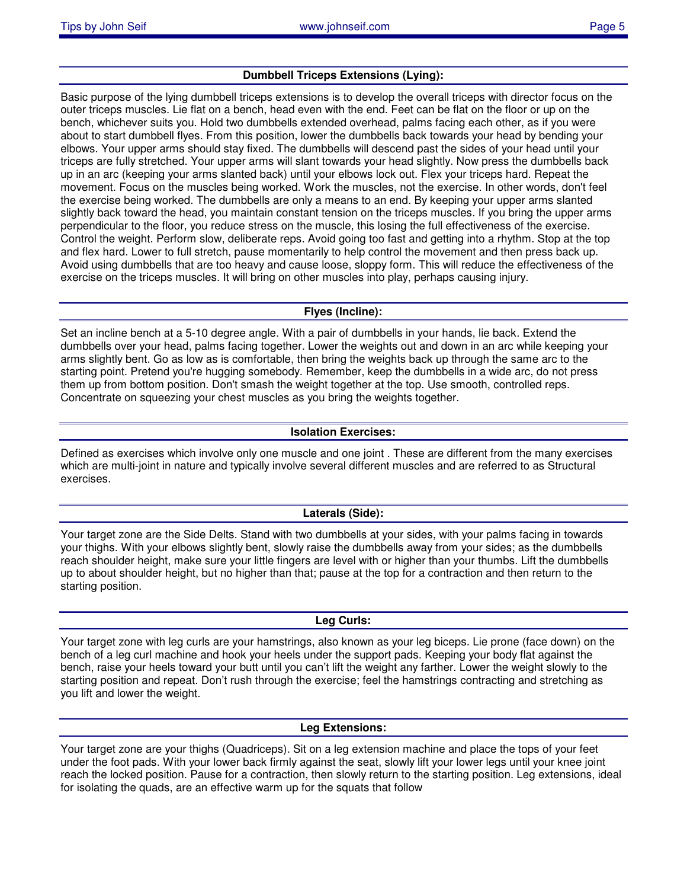## Dumbbell Triceps Extensions (Lying):

Basic purpose of the lying dumbbell triceps extensions is to develop the overall triceps with director focus on the outer triceps muscles. Lie flat on a bench, head even with the end. Feet can be flat on the floor or up on the bench, whichever suits you. Hold two dumbbells extended overhead, palms facing each other, as if you were about to start dumbbell flyes. From this position, lower the dumbbells back towards your head by bending your elbows. Your upper arms should stay fixed. The dumbbells will descend past the sides of your head until your triceps are fully stretched. Your upper arms will slant towards your head slightly. Now press the dumbbells back up in an arc (keeping your arms slanted back) until your elbows lock out. Flex your triceps hard. Repeat the movement. Focus on the muscles being worked. Work the muscles, not the exercise. In other words, don't feel the exercise being worked. The dumbbells are only a means to an end. By keeping your upper arms slanted slightly back toward the head, you maintain constant tension on the triceps muscles. If you bring the upper arms perpendicular to the floor, you reduce stress on the muscle, this losing the full effectiveness of the exercise. Control the weight. Perform slow, deliberate reps. Avoid going too fast and getting into a rhythm. Stop at the top and flex hard. Lower to full stretch, pause momentarily to help control the movement and then press back up. Avoid using dumbbells that are too heavy and cause loose, sloppy form. This will reduce the effectiveness of the exercise on the triceps muscles. It will bring on other muscles into play, perhaps causing injury.

## Flyes (Incline):

Set an incline bench at a 5-10 degree angle. With a pair of dumbbells in your hands, lie back. Extend the dumbbells over your head, palms facing together. Lower the weights out and down in an arc while keeping your arms slightly bent. Go as low as is comfortable, then bring the weights back up through the same arc to the starting point. Pretend you're hugging somebody. Remember, keep the dumbbells in a wide arc, do not press them up from bottom position. Don't smash the weight together at the top. Use smooth, controlled reps. Concentrate on squeezing your chest muscles as you bring the weights together.

## Isolation Exercises:

Defined as exercises which involve only one muscle and one joint . These are different from the many exercises which are multi-joint in nature and typically involve several different muscles and are referred to as Structural exercises.

## Laterals (Side):

Your target zone are the Side Delts. Stand with two dumbbells at your sides, with your palms facing in towards your thighs. With your elbows slightly bent, slowly raise the dumbbells away from your sides; as the dumbbells reach shoulder height, make sure your little fingers are level with or higher than your thumbs. Lift the dumbbells up to about shoulder height, but no higher than that; pause at the top for a contraction and then return to the starting position.

## Leg Curls:

Your target zone with leg curls are your hamstrings, also known as your leg biceps. Lie prone (face down) on the bench of a leg curl machine and hook your heels under the support pads. Keeping your body flat against the bench, raise your heels toward your butt until you can't lift the weight any farther. Lower the weight slowly to the starting position and repeat. Don't rush through the exercise; feel the hamstrings contracting and stretching as you lift and lower the weight.

## Leg Extensions:

Your target zone are your thighs (Quadriceps). Sit on a leg extension machine and place the tops of your feet under the foot pads. With your lower back firmly against the seat, slowly lift your lower legs until your knee joint reach the locked position. Pause for a contraction, then slowly return to the starting position. Leg extensions, ideal for isolating the quads, are an effective warm up for the squats that follow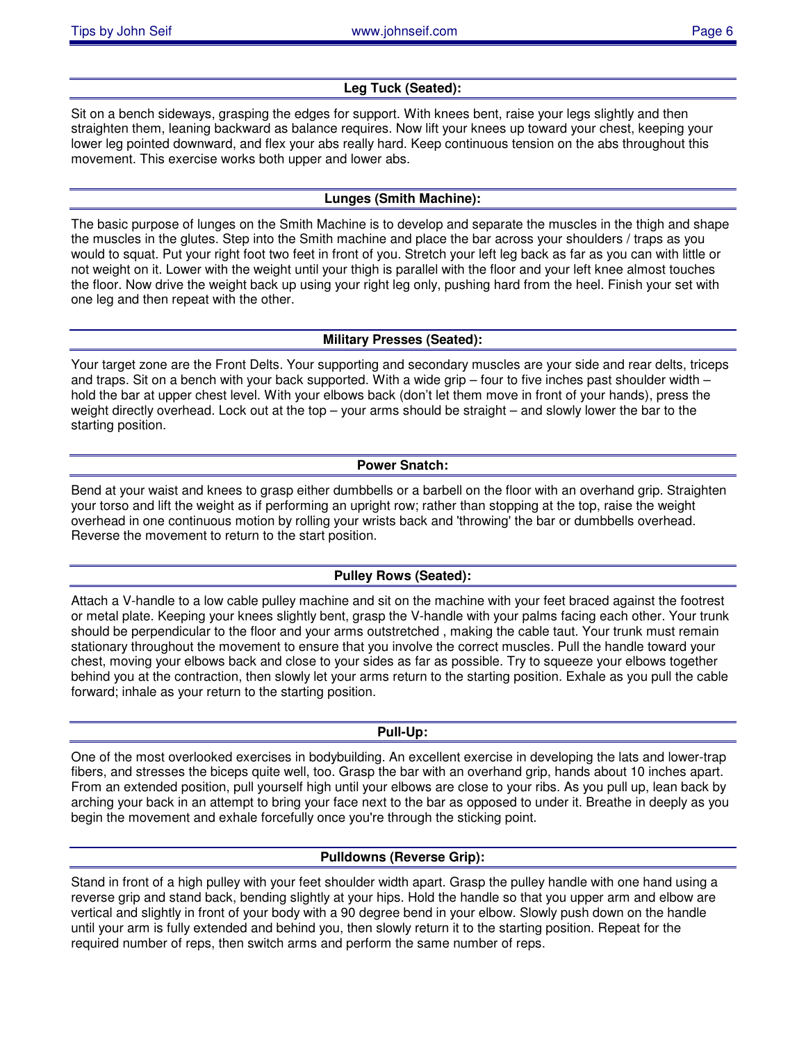### Leg Tuck (Seated):

Sit on a bench sideways, grasping the edges for support. With knees bent, raise your legs slightly and then straighten them, leaning backward as balance requires. Now lift your knees up toward your chest, keeping your lower leg pointed downward, and flex your abs really hard. Keep continuous tension on the abs throughout this movement. This exercise works both upper and lower abs.

### Lunges (Smith Machine):

The basic purpose of lunges on the Smith Machine is to develop and separate the muscles in the thigh and shape the muscles in the glutes. Step into the Smith machine and place the bar across your shoulders / traps as you would to squat. Put your right foot two feet in front of you. Stretch your left leg back as far as you can with little or not weight on it. Lower with the weight until your thigh is parallel with the floor and your left knee almost touches the floor. Now drive the weight back up using your right leg only, pushing hard from the heel. Finish your set with one leg and then repeat with the other.

### Military Presses (Seated):

Your target zone are the Front Delts. Your supporting and secondary muscles are your side and rear delts, triceps and traps. Sit on a bench with your back supported. With a wide grip – four to five inches past shoulder width – hold the bar at upper chest level. With your elbows back (don't let them move in front of your hands), press the weight directly overhead. Lock out at the top – your arms should be straight – and slowly lower the bar to the starting position.

### Power Snatch:

Bend at your waist and knees to grasp either dumbbells or a barbell on the floor with an overhand grip. Straighten your torso and lift the weight as if performing an upright row; rather than stopping at the top, raise the weight overhead in one continuous motion by rolling your wrists back and 'throwing' the bar or dumbbells overhead. Reverse the movement to return to the start position.

### Pulley Rows (Seated):

Attach a V-handle to a low cable pulley machine and sit on the machine with your feet braced against the footrest or metal plate. Keeping your knees slightly bent, grasp the V-handle with your palms facing each other. Your trunk should be perpendicular to the floor and your arms outstretched , making the cable taut. Your trunk must remain stationary throughout the movement to ensure that you involve the correct muscles. Pull the handle toward your chest, moving your elbows back and close to your sides as far as possible. Try to squeeze your elbows together behind you at the contraction, then slowly let your arms return to the starting position. Exhale as you pull the cable forward; inhale as your return to the starting position.

### Pull-Up:

One of the most overlooked exercises in bodybuilding. An excellent exercise in developing the lats and lower-trap fibers, and stresses the biceps quite well, too. Grasp the bar with an overhand grip, hands about 10 inches apart. From an extended position, pull yourself high until your elbows are close to your ribs. As you pull up, lean back by arching your back in an attempt to bring your face next to the bar as opposed to under it. Breathe in deeply as you begin the movement and exhale forcefully once you're through the sticking point.

### Pulldowns (Reverse Grip):

Stand in front of a high pulley with your feet shoulder width apart. Grasp the pulley handle with one hand using a reverse grip and stand back, bending slightly at your hips. Hold the handle so that you upper arm and elbow are vertical and slightly in front of your body with a 90 degree bend in your elbow. Slowly push down on the handle until your arm is fully extended and behind you, then slowly return it to the starting position. Repeat for the required number of reps, then switch arms and perform the same number of reps.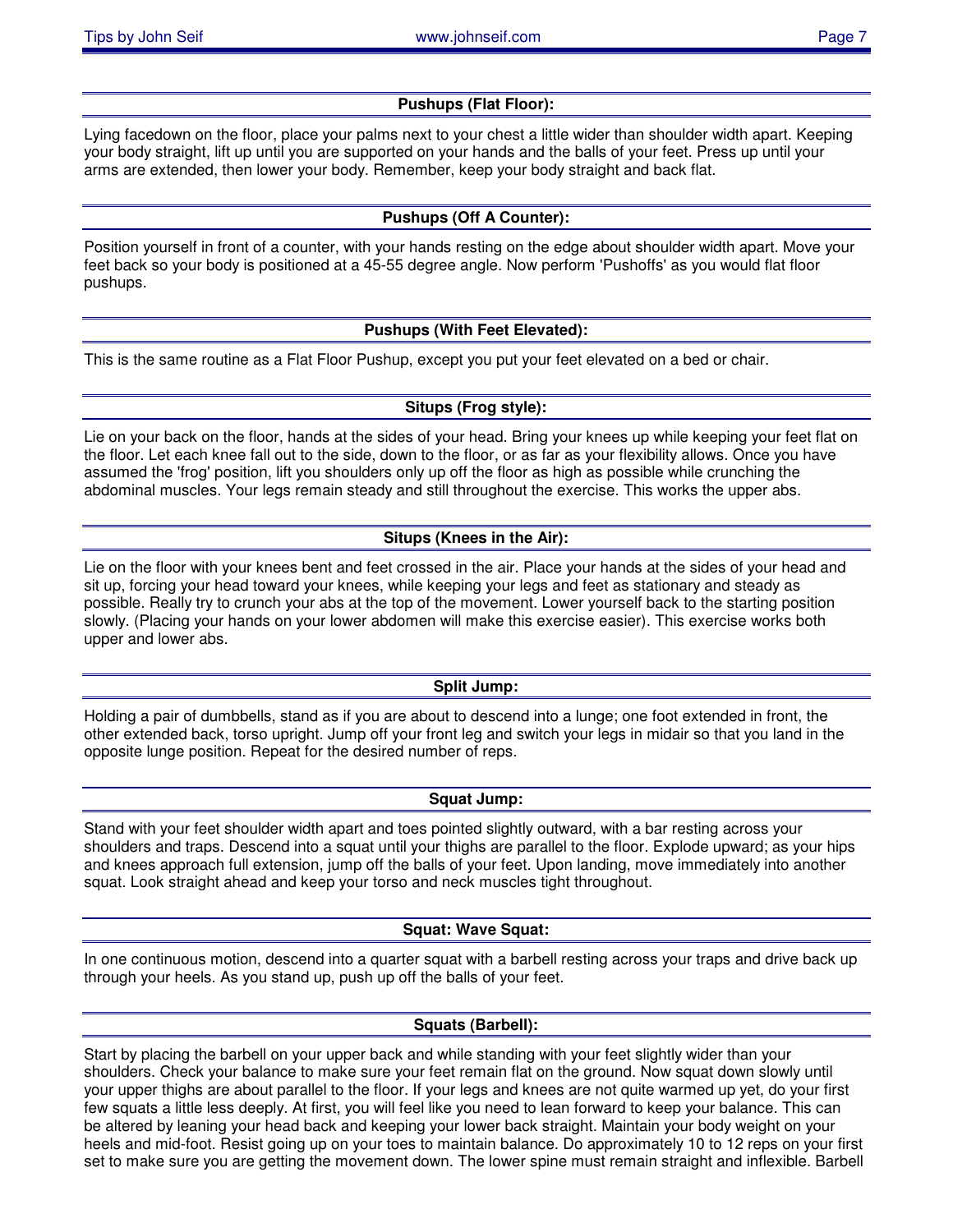### Pushups (Flat Floor):

Lying facedown on the floor, place your palms next to your chest a little wider than shoulder width apart. Keeping your body straight, lift up until you are supported on your hands and the balls of your feet. Press up until your arms are extended, then lower your body. Remember, keep your body straight and back flat.

### Pushups (Off A Counter):

Position yourself in front of a counter, with your hands resting on the edge about shoulder width apart. Move your feet back so your body is positioned at a 45-55 degree angle. Now perform 'Pushoffs' as you would flat floor pushups.

### Pushups (With Feet Elevated):

This is the same routine as a Flat Floor Pushup, except you put your feet elevated on a bed or chair.

### Situps (Frog style):

Lie on your back on the floor, hands at the sides of your head. Bring your knees up while keeping your feet flat on the floor. Let each knee fall out to the side, down to the floor, or as far as your flexibility allows. Once you have assumed the 'frog' position, lift you shoulders only up off the floor as high as possible while crunching the abdominal muscles. Your legs remain steady and still throughout the exercise. This works the upper abs.

### Situps (Knees in the Air):

Lie on the floor with your knees bent and feet crossed in the air. Place your hands at the sides of your head and sit up, forcing your head toward your knees, while keeping your legs and feet as stationary and steady as possible. Really try to crunch your abs at the top of the movement. Lower yourself back to the starting position slowly. (Placing your hands on your lower abdomen will make this exercise easier). This exercise works both upper and lower abs.

### Split Jump:

Holding a pair of dumbbells, stand as if you are about to descend into a lunge; one foot extended in front, the other extended back, torso upright. Jump off your front leg and switch your legs in midair so that you land in the opposite lunge position. Repeat for the desired number of reps.

### Squat Jump:

Stand with your feet shoulder width apart and toes pointed slightly outward, with a bar resting across your shoulders and traps. Descend into a squat until your thighs are parallel to the floor. Explode upward; as your hips and knees approach full extension, jump off the balls of your feet. Upon landing, move immediately into another squat. Look straight ahead and keep your torso and neck muscles tight throughout.

### Squat: Wave Squat:

In one continuous motion, descend into a quarter squat with a barbell resting across your traps and drive back up through your heels. As you stand up, push up off the balls of your feet.

### Squats (Barbell):

Start by placing the barbell on your upper back and while standing with your feet slightly wider than your shoulders. Check your balance to make sure your feet remain flat on the ground. Now squat down slowly until your upper thighs are about parallel to the floor. If your legs and knees are not quite warmed up yet, do your first few squats a little less deeply. At first, you will feel like you need to lean forward to keep your balance. This can be altered by leaning your head back and keeping your lower back straight. Maintain your body weight on your heels and mid-foot. Resist going up on your toes to maintain balance. Do approximately 10 to 12 reps on your first set to make sure you are getting the movement down. The lower spine must remain straight and inflexible. Barbell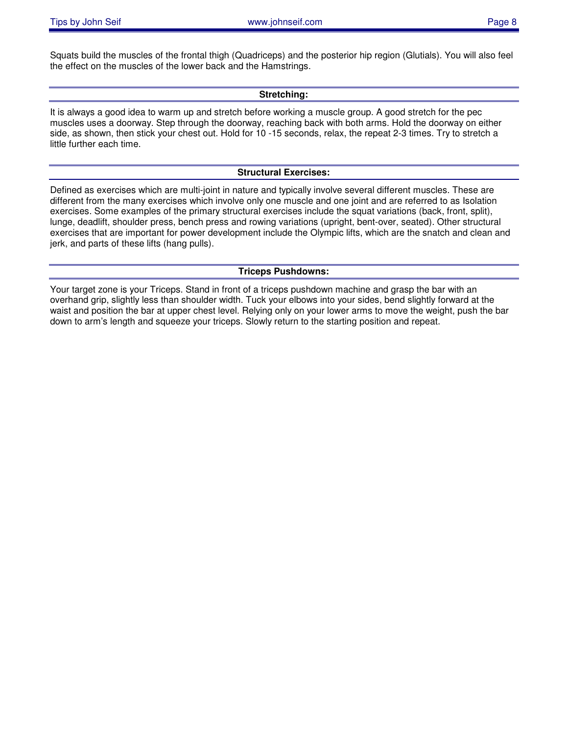Squats build the muscles of the frontal thigh (Quadriceps) and the posterior hip region (Glutials). You will also feel the effect on the muscles of the lower back and the Hamstrings.

## Stretching:

It is always a good idea to warm up and stretch before working a muscle group. A good stretch for the pec muscles uses a doorway. Step through the doorway, reaching back with both arms. Hold the doorway on either side, as shown, then stick your chest out. Hold for 10 -15 seconds, relax, the repeat 2-3 times. Try to stretch a little further each time.

## Structural Exercises:

Defined as exercises which are multi-joint in nature and typically involve several different muscles. These are different from the many exercises which involve only one muscle and one joint and are referred to as Isolation exercises. Some examples of the primary structural exercises include the squat variations (back, front, split), lunge, deadlift, shoulder press, bench press and rowing variations (upright, bent-over, seated). Other structural exercises that are important for power development include the Olympic lifts, which are the snatch and clean and jerk, and parts of these lifts (hang pulls).

## Triceps Pushdowns:

Your target zone is your Triceps. Stand in front of a triceps pushdown machine and grasp the bar with an overhand grip, slightly less than shoulder width. Tuck your elbows into your sides, bend slightly forward at the waist and position the bar at upper chest level. Relying only on your lower arms to move the weight, push the bar down to arm's length and squeeze your triceps. Slowly return to the starting position and repeat.